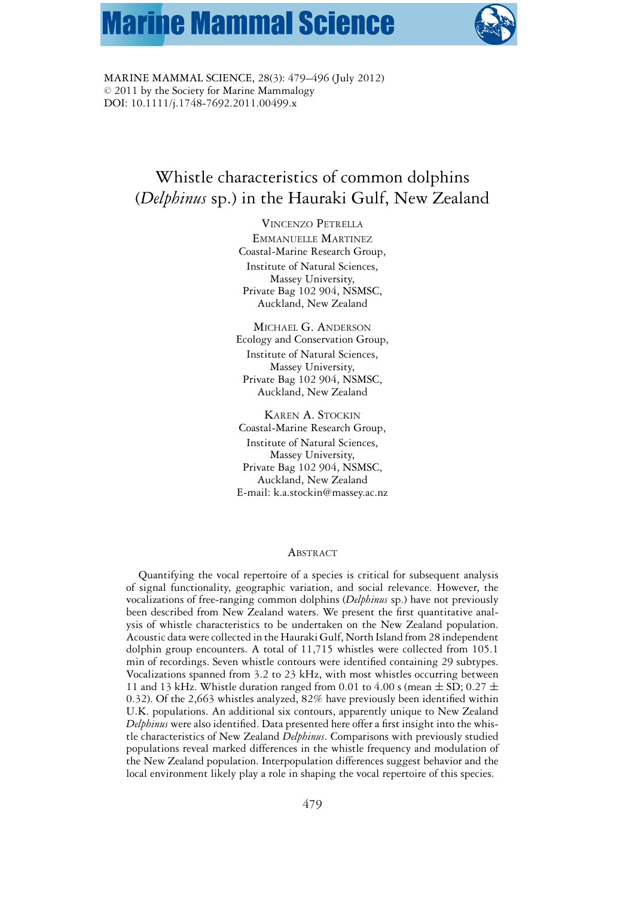MARINE MAMMAL SCIENCE, 28(3): 479–496 (July 2012)
© 2011 by the Society for Marine Mammalogy
DOI: 10.1111/j.1748-7692.2011.00499.x

# Whistle characteristics of common dolphins (*Delphinus* sp.) in the Hauraki Gulf, New Zealand

VINCENZO PETRELLA
EMMANUELLE MARTINEZ
Coastal-Marine Research Group,
Institute of Natural Sciences,
Massey University,
Private Bag 102 904, NSMSC,
Auckland, New Zealand

MICHAEL G. ANDERSON
Ecology and Conservation Group,
Institute of Natural Sciences,
Massey University,
Private Bag 102 904, NSMSC,
Auckland, New Zealand

KAREN A. STOCKIN
Coastal-Marine Research Group,
Institute of Natural Sciences,
Massey University,
Private Bag 102 904, NSMSC,
Auckland, New Zealand
E-mail: k.a.stockin@massey.ac.nz

## ABSTRACT

Quantifying the vocal repertoire of a species is critical for subsequent analysis of signal functionality, geographic variation, and social relevance. However, the vocalizations of free-ranging common dolphins (*Delphinus* sp.) have not previously been described from New Zealand waters. We present the first quantitative analysis of whistle characteristics to be undertaken on the New Zealand population. Acoustic data were collected in the Hauraki Gulf, North Island from 28 independent dolphin group encounters. A total of 11,715 whistles were collected from 105.1 min of recordings. Seven whistle contours were identified containing 29 subtypes. Vocalizations spanned from 3.2 to 23 kHz, with most whistles occurring between 11 and 13 kHz. Whistle duration ranged from 0.01 to 4.00 s (mean ± SD; 0.27 ± 0.32). Of the 2,663 whistles analyzed, 82% have previously been identified within U.K. populations. An additional six contours, apparently unique to New Zealand *Delphinus* were also identified. Data presented here offer a first insight into the whistle characteristics of New Zealand *Delphinus*. Comparisons with previously studied populations reveal marked differences in the whistle frequency and modulation of the New Zealand population. Interpopulation differences suggest behavior and the local environment likely play a role in shaping the vocal repertoire of this species.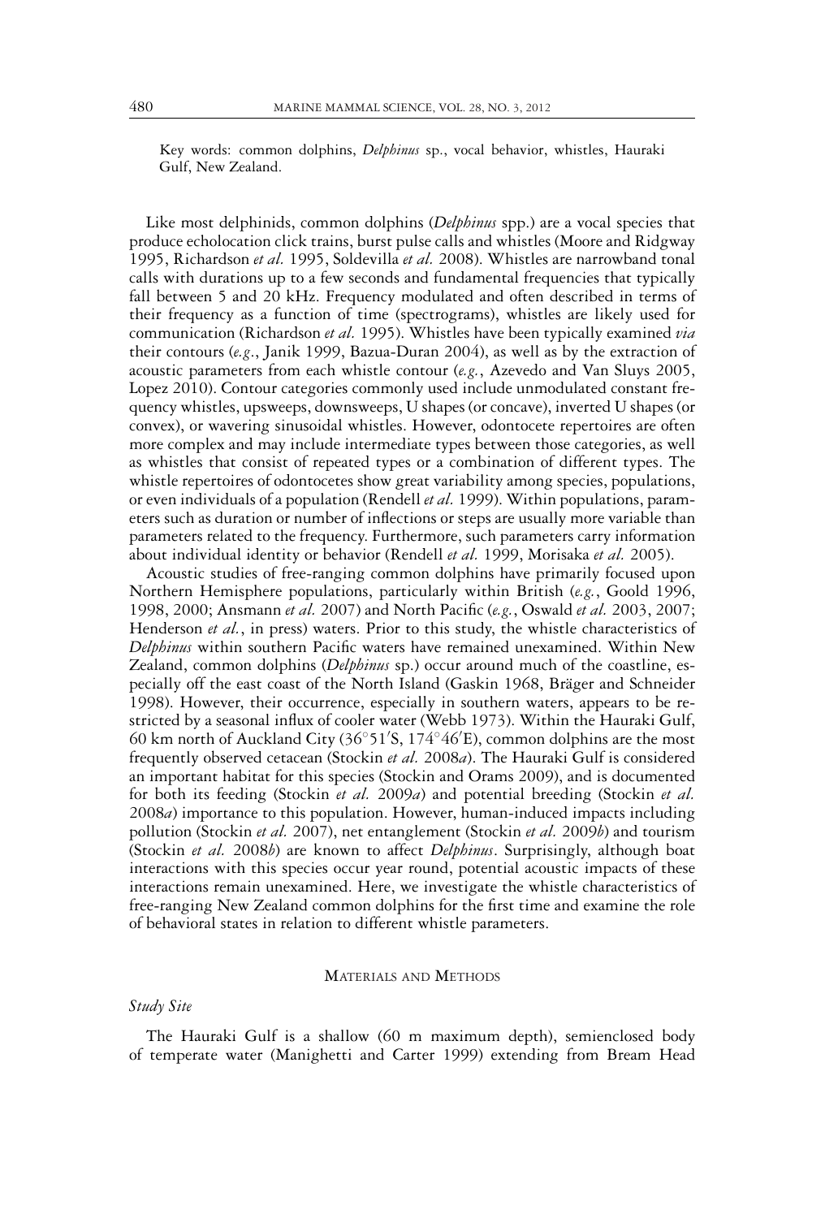Key words: common dolphins, *Delphinus* sp., vocal behavior, whistles, Hauraki Gulf, New Zealand.

Like most delphinids, common dolphins (*Delphinus* spp.) are a vocal species that produce echolocation click trains, burst pulse calls and whistles (Moore and Ridgway 1995, Richardson *et al.* 1995, Soldevilla *et al.* 2008). Whistles are narrowband tonal calls with durations up to a few seconds and fundamental frequencies that typically fall between 5 and 20 kHz. Frequency modulated and often described in terms of their frequency as a function of time (spectrograms), whistles are likely used for communication (Richardson *et al.* 1995). Whistles have been typically examined *via* their contours (*e.g.*, Janik 1999, Bazua-Duran 2004), as well as by the extraction of acoustic parameters from each whistle contour (*e.g.*, Azevedo and Van Sluys 2005, Lopez 2010). Contour categories commonly used include unmodulated constant frequency whistles, upsweeps, downsweeps, U shapes (or concave), inverted U shapes (or convex), or wavering sinusoidal whistles. However, odontocete repertoires are often more complex and may include intermediate types between those categories, as well as whistles that consist of repeated types or a combination of different types. The whistle repertoires of odontocetes show great variability among species, populations, or even individuals of a population (Rendell *et al.* 1999). Within populations, parameters such as duration or number of inflections or steps are usually more variable than parameters related to the frequency. Furthermore, such parameters carry information about individual identity or behavior (Rendell *et al.* 1999, Morisaka *et al.* 2005).

Acoustic studies of free-ranging common dolphins have primarily focused upon Northern Hemisphere populations, particularly within British (*e.g.*, Goold 1996, 1998, 2000; Ansmann *et al.* 2007) and North Pacific (*e.g.*, Oswald *et al.* 2003, 2007; Henderson *et al.*, in press) waters. Prior to this study, the whistle characteristics of *Delphinus* within southern Pacific waters have remained unexamined. Within New Zealand, common dolphins (*Delphinus* sp.) occur around much of the coastline, especially off the east coast of the North Island (Gaskin 1968, Bräger and Schneider 1998). However, their occurrence, especially in southern waters, appears to be restricted by a seasonal influx of cooler water (Webb 1973). Within the Hauraki Gulf, 60 km north of Auckland City (36°51′S, 174°46′E), common dolphins are the most frequently observed cetacean (Stockin *et al.* 2008*a*). The Hauraki Gulf is considered an important habitat for this species (Stockin and Orams 2009), and is documented for both its feeding (Stockin *et al.* 2009*a*) and potential breeding (Stockin *et al.* 2008*a*) importance to this population. However, human-induced impacts including pollution (Stockin *et al.* 2007), net entanglement (Stockin *et al.* 2009*b*) and tourism (Stockin *et al.* 2008*b*) are known to affect *Delphinus*. Surprisingly, although boat interactions with this species occur year round, potential acoustic impacts of these interactions remain unexamined. Here, we investigate the whistle characteristics of free-ranging New Zealand common dolphins for the first time and examine the role of behavioral states in relation to different whistle parameters.

## Materials and Methods

### *Study Site*

The Hauraki Gulf is a shallow (60 m maximum depth), semienclosed body of temperate water (Manighetti and Carter 1999) extending from Bream Head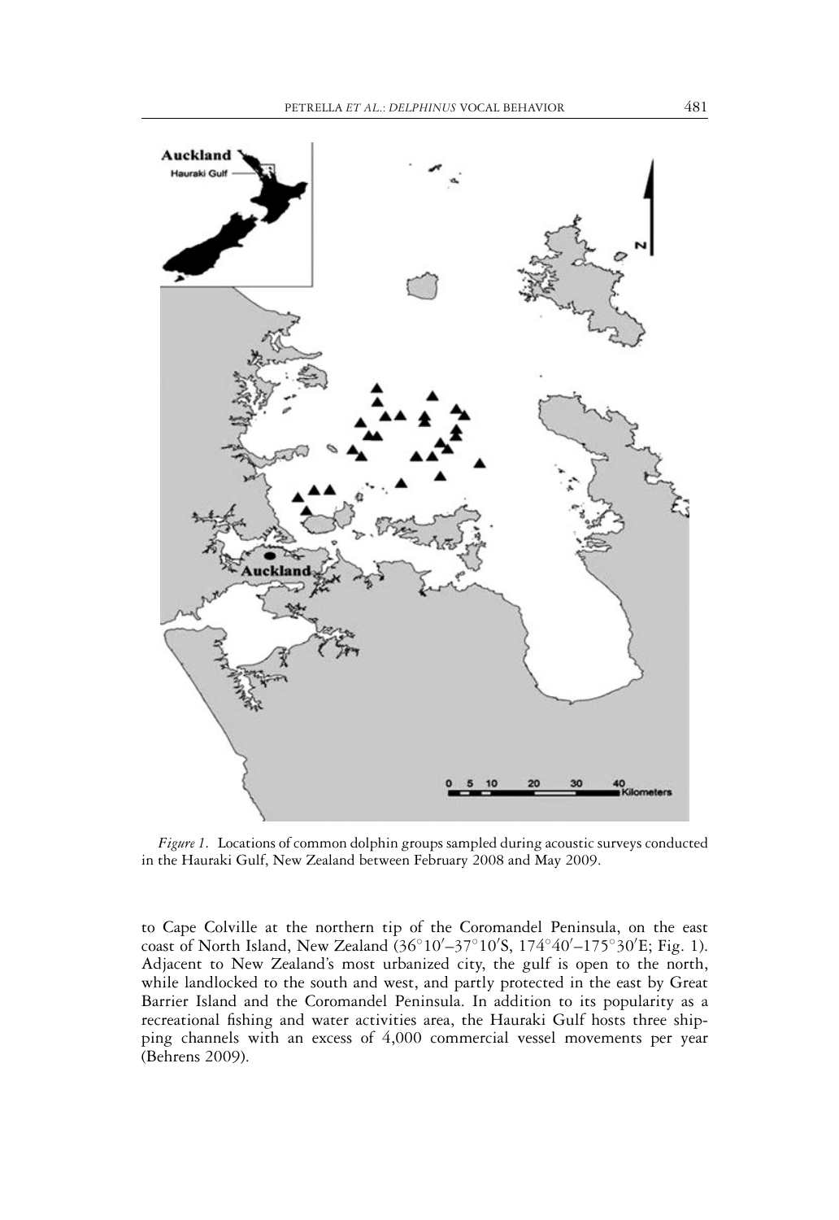*Figure 1.* Locations of common dolphin groups sampled during acoustic surveys conducted in the Hauraki Gulf, New Zealand between February 2008 and May 2009.

to Cape Colville at the northern tip of the Coromandel Peninsula, on the east coast of North Island, New Zealand (36°10′–37°10′S, 174°40′–175°30′E; Fig. 1). Adjacent to New Zealand's most urbanized city, the gulf is open to the north, while landlocked to the south and west, and partly protected in the east by Great Barrier Island and the Coromandel Peninsula. In addition to its popularity as a recreational fishing and water activities area, the Hauraki Gulf hosts three shipping channels with an excess of 4,000 commercial vessel movements per year (Behrens 2009).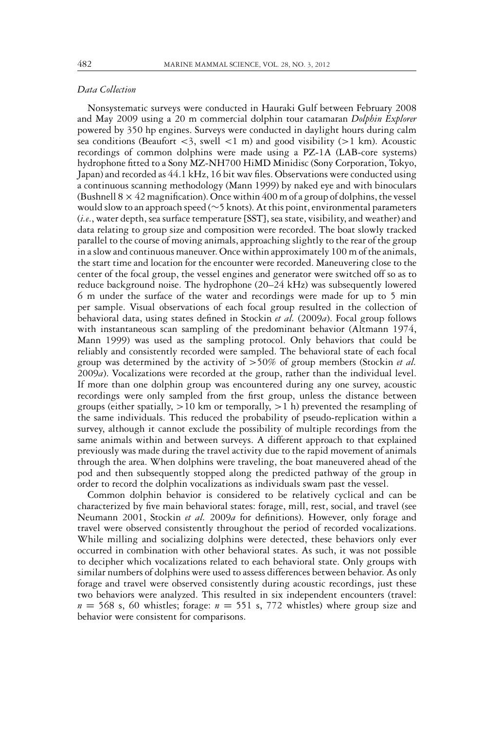*Data Collection*

Nonsystematic surveys were conducted in Hauraki Gulf between February 2008 and May 2009 using a 20 m commercial dolphin tour catamaran *Dolphin Explorer* powered by 350 hp engines. Surveys were conducted in daylight hours during calm sea conditions (Beaufort <3, swell <1 m) and good visibility (>1 km). Acoustic recordings of common dolphins were made using a PZ-1A (LAB-core systems) hydrophone fitted to a Sony MZ-NH700 HiMD Minidisc (Sony Corporation, Tokyo, Japan) and recorded as 44.1 kHz, 16 bit wav files. Observations were conducted using a continuous scanning methodology (Mann 1999) by naked eye and with binoculars (Bushnell 8 × 42 magnification). Once within 400 m of a group of dolphins, the vessel would slow to an approach speed (~5 knots). At this point, environmental parameters (*i.e.*, water depth, sea surface temperature [SST], sea state, visibility, and weather) and data relating to group size and composition were recorded. The boat slowly tracked parallel to the course of moving animals, approaching slightly to the rear of the group in a slow and continuous maneuver. Once within approximately 100 m of the animals, the start time and location for the encounter were recorded. Maneuvering close to the center of the focal group, the vessel engines and generator were switched off so as to reduce background noise. The hydrophone (20–24 kHz) was subsequently lowered 6 m under the surface of the water and recordings were made for up to 5 min per sample. Visual observations of each focal group resulted in the collection of behavioral data, using states defined in Stockin *et al.* (2009*a*). Focal group follows with instantaneous scan sampling of the predominant behavior (Altmann 1974, Mann 1999) was used as the sampling protocol. Only behaviors that could be reliably and consistently recorded were sampled. The behavioral state of each focal group was determined by the activity of >50% of group members (Stockin *et al.* 2009*a*). Vocalizations were recorded at the group, rather than the individual level. If more than one dolphin group was encountered during any one survey, acoustic recordings were only sampled from the first group, unless the distance between groups (either spatially, >10 km or temporally, >1 h) prevented the resampling of the same individuals. This reduced the probability of pseudo-replication within a survey, although it cannot exclude the possibility of multiple recordings from the same animals within and between surveys. A different approach to that explained previously was made during the travel activity due to the rapid movement of animals through the area. When dolphins were traveling, the boat maneuvered ahead of the pod and then subsequently stopped along the predicted pathway of the group in order to record the dolphin vocalizations as individuals swam past the vessel.

Common dolphin behavior is considered to be relatively cyclical and can be characterized by five main behavioral states: forage, mill, rest, social, and travel (see Neumann 2001, Stockin *et al.* 2009*a* for definitions). However, only forage and travel were observed consistently throughout the period of recorded vocalizations. While milling and socializing dolphins were detected, these behaviors only ever occurred in combination with other behavioral states. As such, it was not possible to decipher which vocalizations related to each behavioral state. Only groups with similar numbers of dolphins were used to assess differences between behavior. As only forage and travel were observed consistently during acoustic recordings, just these two behaviors were analyzed. This resulted in six independent encounters (travel: $n$ = 568 s, 60 whistles; forage: $n$ = 551 s, 772 whistles) where group size and behavior were consistent for comparisons.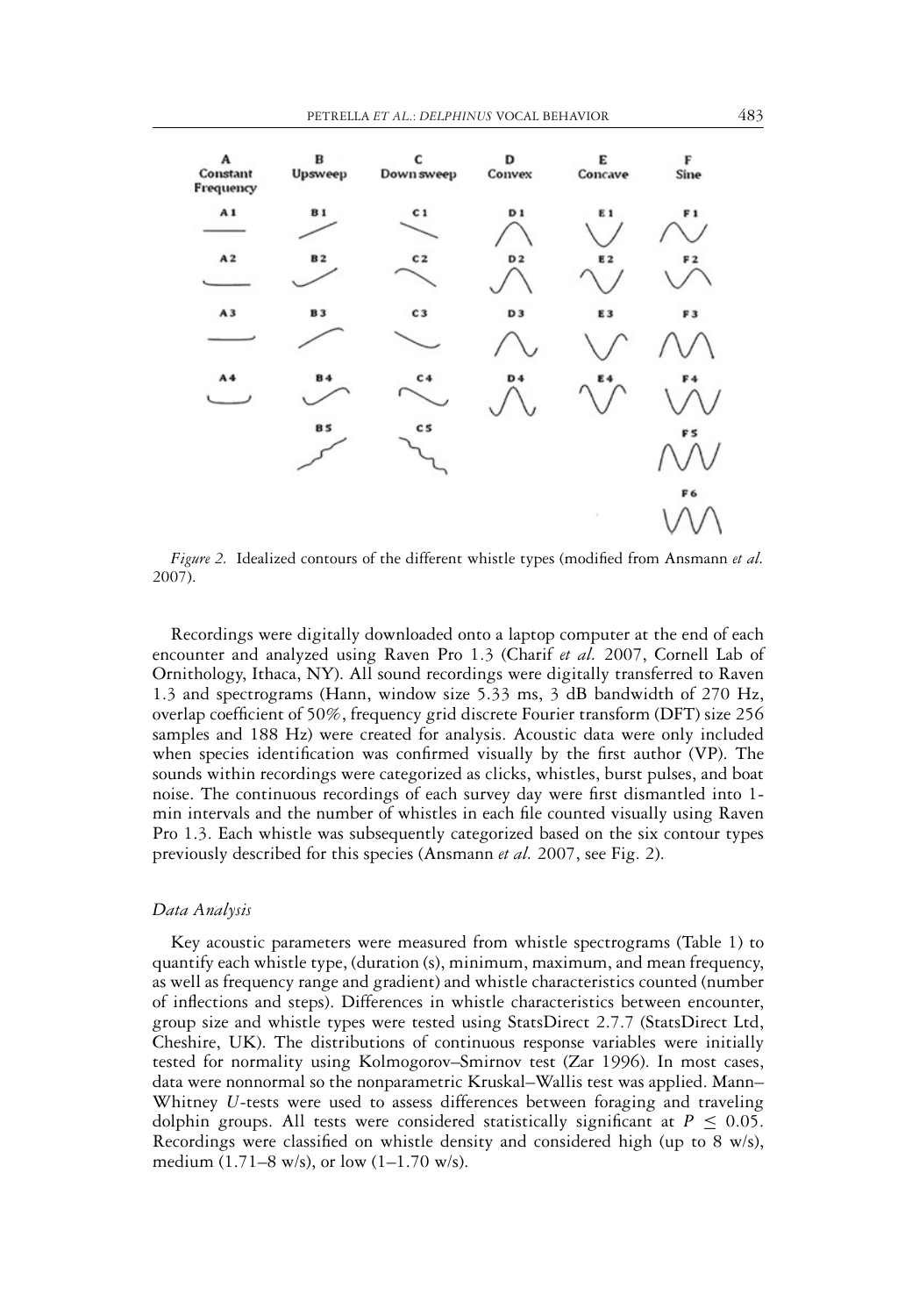| A Constant Frequency | B Upsweep | C Down sweep | D Convex | E Concave | F Sine |
|---|---|---|---|---|---|
| A1 | B1 | C1 | D1 | E1 | F1 |
| A2 | B2 | C2 | D2 | E2 | F2 |
| A3 | B3 | C3 | D3 | E3 | F3 |
| A4 | B4 | C4 | D4 | E4 | F4 |
| | B5 | C5 | | | F5 |
| | | | | | F6 |

*Figure 2.* Idealized contours of the different whistle types (modified from Ansmann *et al.* 2007).

Recordings were digitally downloaded onto a laptop computer at the end of each encounter and analyzed using Raven Pro 1.3 (Charif *et al.* 2007, Cornell Lab of Ornithology, Ithaca, NY). All sound recordings were digitally transferred to Raven 1.3 and spectrograms (Hann, window size 5.33 ms, 3 dB bandwidth of 270 Hz, overlap coefficient of 50%, frequency grid discrete Fourier transform (DFT) size 256 samples and 188 Hz) were created for analysis. Acoustic data were only included when species identification was confirmed visually by the first author (VP). The sounds within recordings were categorized as clicks, whistles, burst pulses, and boat noise. The continuous recordings of each survey day were first dismantled into 1-min intervals and the number of whistles in each file counted visually using Raven Pro 1.3. Each whistle was subsequently categorized based on the six contour types previously described for this species (Ansmann *et al.* 2007, see Fig. 2).

### *Data Analysis*

Key acoustic parameters were measured from whistle spectrograms (Table 1) to quantify each whistle type, (duration (s), minimum, maximum, and mean frequency, as well as frequency range and gradient) and whistle characteristics counted (number of inflections and steps). Differences in whistle characteristics between encounter, group size and whistle types were tested using StatsDirect 2.7.7 (StatsDirect Ltd, Cheshire, UK). The distributions of continuous response variables were initially tested for normality using Kolmogorov–Smirnov test (Zar 1996). In most cases, data were nonnormal so the nonparametric Kruskal–Wallis test was applied. Mann–Whitney *U*-tests were used to assess differences between foraging and traveling dolphin groups. All tests were considered statistically significant at $P \leq 0.05$. Recordings were classified on whistle density and considered high (up to 8 w/s), medium (1.71–8 w/s), or low (1–1.70 w/s).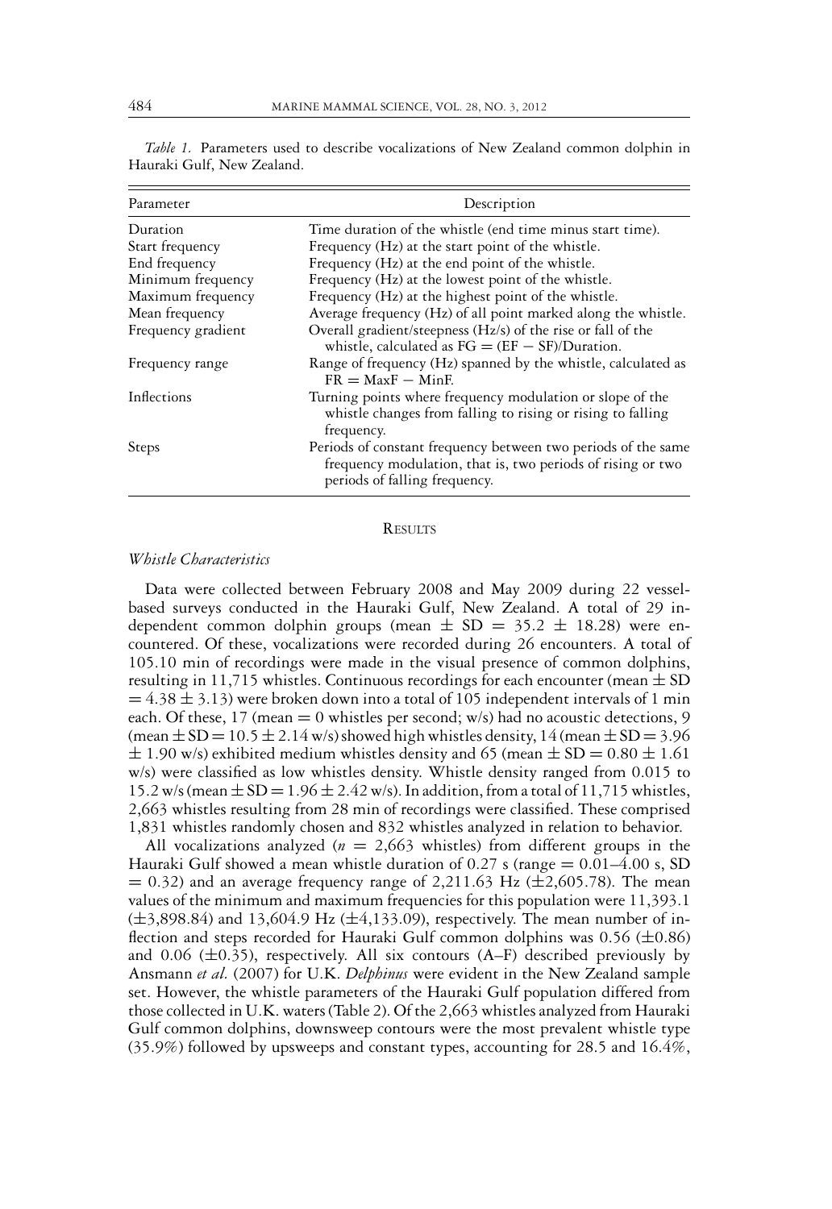*Table 1.* Parameters used to describe vocalizations of New Zealand common dolphin in Hauraki Gulf, New Zealand.

| Parameter | Description |
|---|---|
| Duration | Time duration of the whistle (end time minus start time). |
| Start frequency | Frequency (Hz) at the start point of the whistle. |
| End frequency | Frequency (Hz) at the end point of the whistle. |
| Minimum frequency | Frequency (Hz) at the lowest point of the whistle. |
| Maximum frequency | Frequency (Hz) at the highest point of the whistle. |
| Mean frequency | Average frequency (Hz) of all point marked along the whistle. |
| Frequency gradient | Overall gradient/steepness (Hz/s) of the rise or fall of the whistle, calculated as $FG = (EF - SF)/\text{Duration}$. |
| Frequency range | Range of frequency (Hz) spanned by the whistle, calculated as $FR = MaxF - MinF$. |
| Inflections | Turning points where frequency modulation or slope of the whistle changes from falling to rising or rising to falling frequency. |
| Steps | Periods of constant frequency between two periods of the same frequency modulation, that is, two periods of rising or two periods of falling frequency. |

## Results

### *Whistle Characteristics*

Data were collected between February 2008 and May 2009 during 22 vessel-based surveys conducted in the Hauraki Gulf, New Zealand. A total of 29 independent common dolphin groups (mean $\pm$ SD $= 35.2 \pm 18.28$) were encountered. Of these, vocalizations were recorded during 26 encounters. A total of 105.10 min of recordings were made in the visual presence of common dolphins, resulting in 11,715 whistles. Continuous recordings for each encounter (mean $\pm$ SD $= 4.38 \pm 3.13$) were broken down into a total of 105 independent intervals of 1 min each. Of these, 17 (mean = 0 whistles per second; w/s) had no acoustic detections, 9 (mean $\pm$ SD $= 10.5 \pm 2.14$ w/s) showed high whistles density, 14 (mean $\pm$ SD $= 3.96 \pm 1.90$ w/s) exhibited medium whistles density and 65 (mean $\pm$ SD $= 0.80 \pm 1.61$ w/s) were classified as low whistles density. Whistle density ranged from 0.015 to 15.2 w/s (mean $\pm$ SD $= 1.96 \pm 2.42$ w/s). In addition, from a total of 11,715 whistles, 2,663 whistles resulting from 28 min of recordings were classified. These comprised 1,831 whistles randomly chosen and 832 whistles analyzed in relation to behavior.

All vocalizations analyzed ($n$ = 2,663 whistles) from different groups in the Hauraki Gulf showed a mean whistle duration of 0.27 s (range = 0.01–4.00 s, SD = 0.32) and an average frequency range of 2,211.63 Hz ($\pm$2,605.78). The mean values of the minimum and maximum frequencies for this population were 11,393.1 ($\pm$3,898.84) and 13,604.9 Hz ($\pm$4,133.09), respectively. The mean number of inflection and steps recorded for Hauraki Gulf common dolphins was 0.56 ($\pm$0.86) and 0.06 ($\pm$0.35), respectively. All six contours (A–F) described previously by Ansmann *et al.* (2007) for U.K. *Delphinus* were evident in the New Zealand sample set. However, the whistle parameters of the Hauraki Gulf population differed from those collected in U.K. waters (Table 2). Of the 2,663 whistles analyzed from Hauraki Gulf common dolphins, downsweep contours were the most prevalent whistle type (35.9%) followed by upsweeps and constant types, accounting for 28.5 and 16.4%,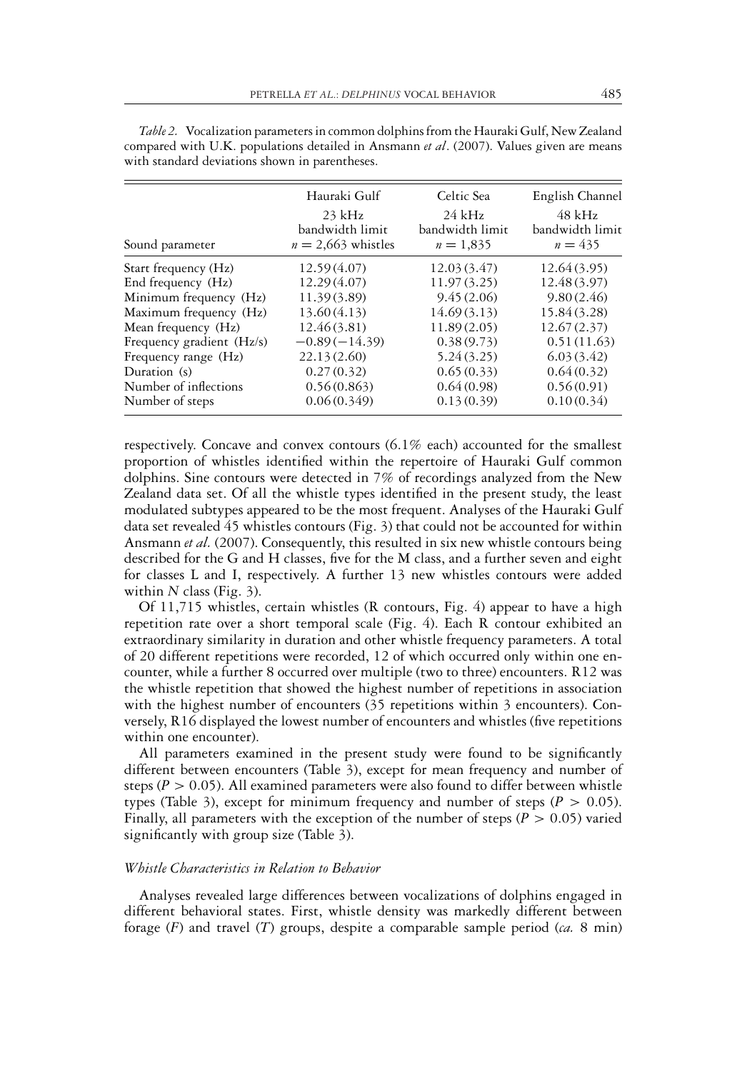*Table 2.* Vocalization parameters in common dolphins from the Hauraki Gulf, New Zealand compared with U.K. populations detailed in Ansmann *et al*. (2007). Values given are means with standard deviations shown in parentheses.

| Sound parameter | Hauraki Gulf 23 kHz bandwidth limit $n = 2{,}663$ whistles | Celtic Sea 24 kHz bandwidth limit $n = 1{,}835$ | English Channel 48 kHz bandwidth limit $n = 435$ |
|---|---|---|---|
| Start frequency (Hz) | 12.59 (4.07) | 12.03 (3.47) | 12.64 (3.95) |
| End frequency (Hz) | 12.29 (4.07) | 11.97 (3.25) | 12.48 (3.97) |
| Minimum frequency (Hz) | 11.39 (3.89) | 9.45 (2.06) | 9.80 (2.46) |
| Maximum frequency (Hz) | 13.60 (4.13) | 14.69 (3.13) | 15.84 (3.28) |
| Mean frequency (Hz) | 12.46 (3.81) | 11.89 (2.05) | 12.67 (2.37) |
| Frequency gradient (Hz/s) | −0.89 (−14.39) | 0.38 (9.73) | 0.51 (11.63) |
| Frequency range (Hz) | 22.13 (2.60) | 5.24 (3.25) | 6.03 (3.42) |
| Duration (s) | 0.27 (0.32) | 0.65 (0.33) | 0.64 (0.32) |
| Number of inflections | 0.56 (0.863) | 0.64 (0.98) | 0.56 (0.91) |
| Number of steps | 0.06 (0.349) | 0.13 (0.39) | 0.10 (0.34) |

respectively. Concave and convex contours (6.1% each) accounted for the smallest proportion of whistles identified within the repertoire of Hauraki Gulf common dolphins. Sine contours were detected in 7% of recordings analyzed from the New Zealand data set. Of all the whistle types identified in the present study, the least modulated subtypes appeared to be the most frequent. Analyses of the Hauraki Gulf data set revealed 45 whistles contours (Fig. 3) that could not be accounted for within Ansmann *et al.* (2007). Consequently, this resulted in six new whistle contours being described for the G and H classes, five for the M class, and a further seven and eight for classes L and I, respectively. A further 13 new whistles contours were added within *N* class (Fig. 3).

Of 11,715 whistles, certain whistles (R contours, Fig. 4) appear to have a high repetition rate over a short temporal scale (Fig. 4). Each R contour exhibited an extraordinary similarity in duration and other whistle frequency parameters. A total of 20 different repetitions were recorded, 12 of which occurred only within one encounter, while a further 8 occurred over multiple (two to three) encounters. R12 was the whistle repetition that showed the highest number of repetitions in association with the highest number of encounters (35 repetitions within 3 encounters). Conversely, R16 displayed the lowest number of encounters and whistles (five repetitions within one encounter).

All parameters examined in the present study were found to be significantly different between encounters (Table 3), except for mean frequency and number of steps ($P > 0.05$). All examined parameters were also found to differ between whistle types (Table 3), except for minimum frequency and number of steps ($P > 0.05$). Finally, all parameters with the exception of the number of steps ($P > 0.05$) varied significantly with group size (Table 3).

### *Whistle Characteristics in Relation to Behavior*

Analyses revealed large differences between vocalizations of dolphins engaged in different behavioral states. First, whistle density was markedly different between forage (*F*) and travel (*T*) groups, despite a comparable sample period (*ca.* 8 min)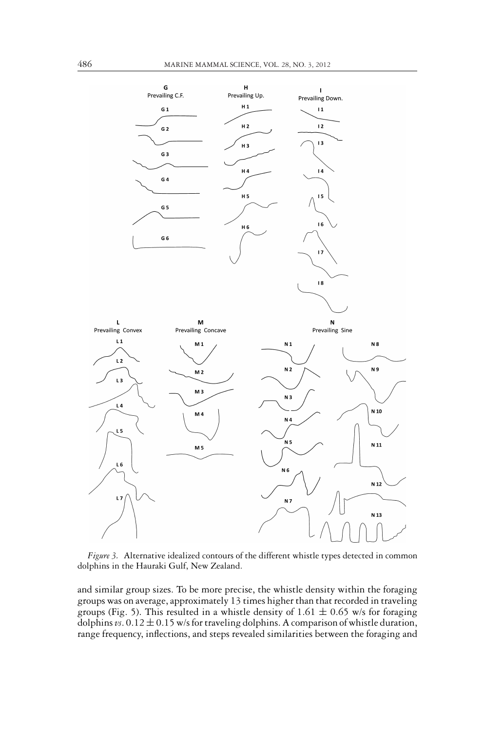*Figure 3.* Alternative idealized contours of the different whistle types detected in common dolphins in the Hauraki Gulf, New Zealand.

and similar group sizes. To be more precise, the whistle density within the foraging groups was on average, approximately 13 times higher than that recorded in traveling groups (Fig. 5). This resulted in a whistle density of $1.61 \pm 0.65$ w/s for foraging dolphins *vs*. $0.12 \pm 0.15$ w/s for traveling dolphins. A comparison of whistle duration, range frequency, inflections, and steps revealed similarities between the foraging and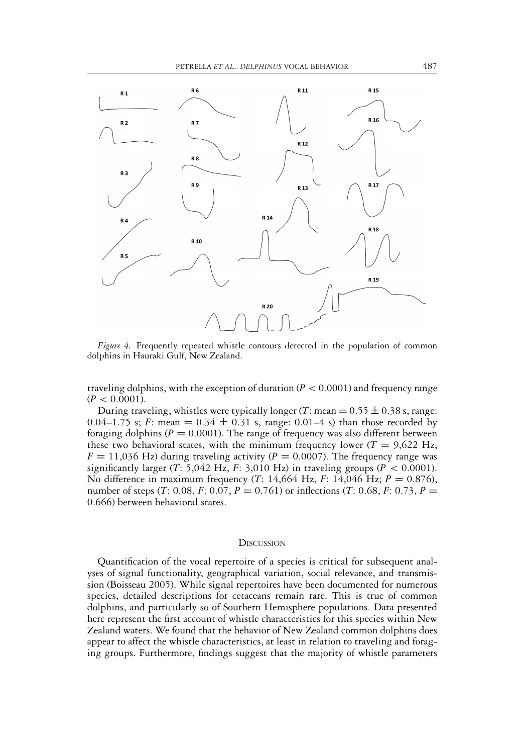*Figure 4.* Frequently repeated whistle contours detected in the population of common dolphins in Hauraki Gulf, New Zealand.

traveling dolphins, with the exception of duration ($P < 0.0001$) and frequency range ($P < 0.0001$).

During traveling, whistles were typically longer ($T$: mean $= 0.55 \pm 0.38$ s, range: 0.04–1.75 s; $F$: mean $= 0.34 \pm 0.31$ s, range: 0.01–4 s) than those recorded by foraging dolphins ($P = 0.0001$). The range of frequency was also different between these two behavioral states, with the minimum frequency lower ($T = 9{,}622$ Hz, $F = 11{,}036$ Hz) during traveling activity ($P = 0.0007$). The frequency range was significantly larger ($T$: 5,042 Hz, $F$: 3,010 Hz) in traveling groups ($P < 0.0001$). No difference in maximum frequency ($T$: 14,664 Hz, $F$: 14,046 Hz; $P = 0.876$), number of steps ($T$: 0.08, $F$: 0.07, $P = 0.761$) or inflections ($T$: 0.68, $F$: 0.73, $P = 0.666$) between behavioral states.

## Discussion

Quantification of the vocal repertoire of a species is critical for subsequent analyses of signal functionality, geographical variation, social relevance, and transmission (Boisseau 2005). While signal repertoires have been documented for numerous species, detailed descriptions for cetaceans remain rare. This is true of common dolphins, and particularly so of Southern Hemisphere populations. Data presented here represent the first account of whistle characteristics for this species within New Zealand waters. We found that the behavior of New Zealand common dolphins does appear to affect the whistle characteristics, at least in relation to traveling and foraging groups. Furthermore, findings suggest that the majority of whistle parameters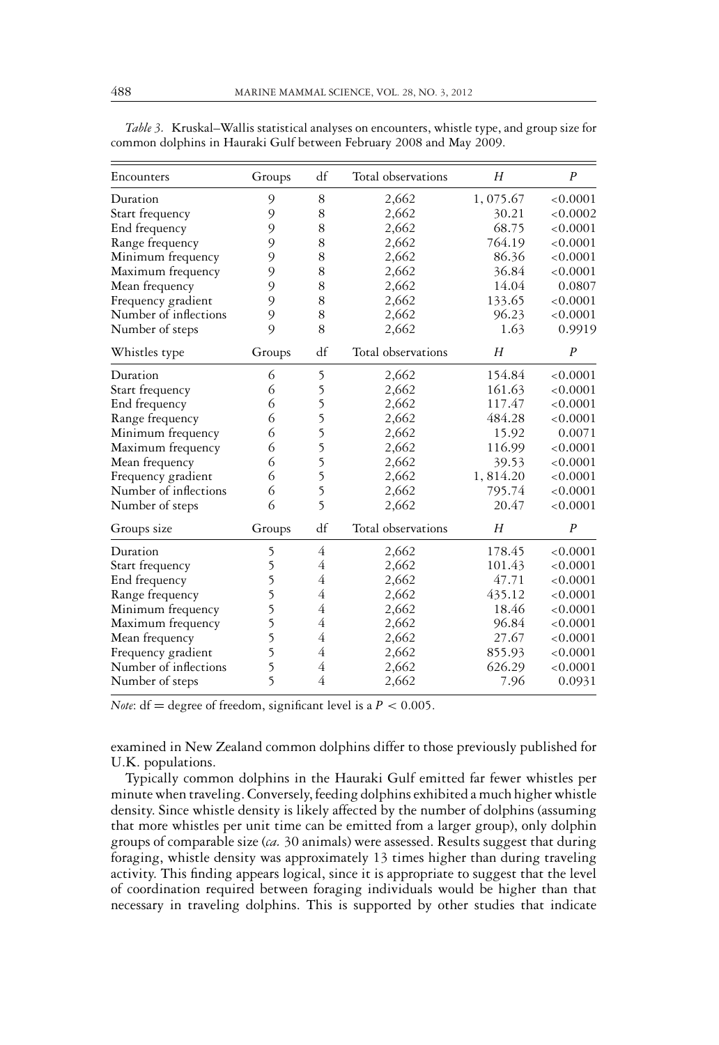*Table 3.* Kruskal–Wallis statistical analyses on encounters, whistle type, and group size for common dolphins in Hauraki Gulf between February 2008 and May 2009.

| Encounters | Groups | df | Total observations | $H$ | $P$ |
|---|---|---|---|---|---|
| Duration | 9 | 8 | 2,662 | 1, 075.67 | <0.0001 |
| Start frequency | 9 | 8 | 2,662 | 30.21 | <0.0002 |
| End frequency | 9 | 8 | 2,662 | 68.75 | <0.0001 |
| Range frequency | 9 | 8 | 2,662 | 764.19 | <0.0001 |
| Minimum frequency | 9 | 8 | 2,662 | 86.36 | <0.0001 |
| Maximum frequency | 9 | 8 | 2,662 | 36.84 | <0.0001 |
| Mean frequency | 9 | 8 | 2,662 | 14.04 | 0.0807 |
| Frequency gradient | 9 | 8 | 2,662 | 133.65 | <0.0001 |
| Number of inflections | 9 | 8 | 2,662 | 96.23 | <0.0001 |
| Number of steps | 9 | 8 | 2,662 | 1.63 | 0.9919 |
| **Whistles type** | **Groups** | **df** | **Total observations** | $H$ | $P$ |
| Duration | 6 | 5 | 2,662 | 154.84 | <0.0001 |
| Start frequency | 6 | 5 | 2,662 | 161.63 | <0.0001 |
| End frequency | 6 | 5 | 2,662 | 117.47 | <0.0001 |
| Range frequency | 6 | 5 | 2,662 | 484.28 | <0.0001 |
| Minimum frequency | 6 | 5 | 2,662 | 15.92 | 0.0071 |
| Maximum frequency | 6 | 5 | 2,662 | 116.99 | <0.0001 |
| Mean frequency | 6 | 5 | 2,662 | 39.53 | <0.0001 |
| Frequency gradient | 6 | 5 | 2,662 | 1, 814.20 | <0.0001 |
| Number of inflections | 6 | 5 | 2,662 | 795.74 | <0.0001 |
| Number of steps | 6 | 5 | 2,662 | 20.47 | <0.0001 |
| **Groups size** | **Groups** | **df** | **Total observations** | $H$ | $P$ |
| Duration | 5 | 4 | 2,662 | 178.45 | <0.0001 |
| Start frequency | 5 | 4 | 2,662 | 101.43 | <0.0001 |
| End frequency | 5 | 4 | 2,662 | 47.71 | <0.0001 |
| Range frequency | 5 | 4 | 2,662 | 435.12 | <0.0001 |
| Minimum frequency | 5 | 4 | 2,662 | 18.46 | <0.0001 |
| Maximum frequency | 5 | 4 | 2,662 | 96.84 | <0.0001 |
| Mean frequency | 5 | 4 | 2,662 | 27.67 | <0.0001 |
| Frequency gradient | 5 | 4 | 2,662 | 855.93 | <0.0001 |
| Number of inflections | 5 | 4 | 2,662 | 626.29 | <0.0001 |
| Number of steps | 5 | 4 | 2,662 | 7.96 | 0.0931 |

*Note*: df = degree of freedom, significant level is a $P < 0.005$.

examined in New Zealand common dolphins differ to those previously published for U.K. populations.

Typically common dolphins in the Hauraki Gulf emitted far fewer whistles per minute when traveling. Conversely, feeding dolphins exhibited a much higher whistle density. Since whistle density is likely affected by the number of dolphins (assuming that more whistles per unit time can be emitted from a larger group), only dolphin groups of comparable size (*ca.* 30 animals) were assessed. Results suggest that during foraging, whistle density was approximately 13 times higher than during traveling activity. This finding appears logical, since it is appropriate to suggest that the level of coordination required between foraging individuals would be higher than that necessary in traveling dolphins. This is supported by other studies that indicate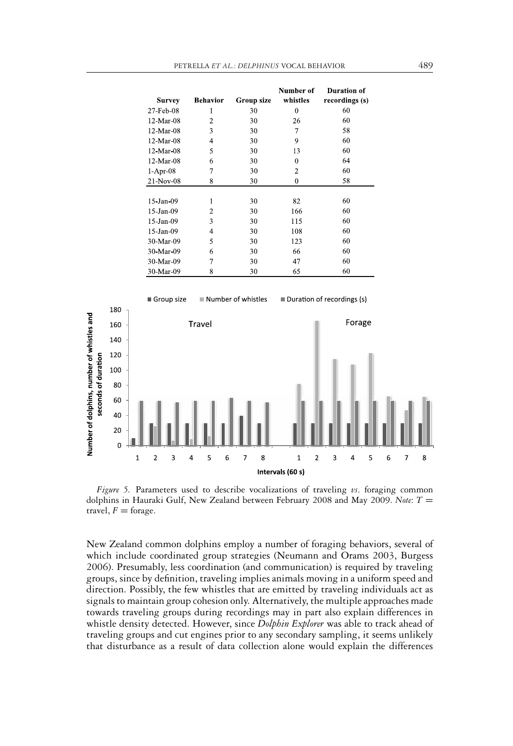| Survey | Behavior | Group size | Number of whistles | Duration of recordings (s) |
|---|---|---|---|---|
| 27-Feb-08 | 1 | 30 | 0 | 60 |
| 12-Mar-08 | 2 | 30 | 26 | 60 |
| 12-Mar-08 | 3 | 30 | 7 | 58 |
| 12-Mar-08 | 4 | 30 | 9 | 60 |
| 12-Mar-08 | 5 | 30 | 13 | 60 |
| 12-Mar-08 | 6 | 30 | 0 | 64 |
| 1-Apr-08 | 7 | 30 | 2 | 60 |
| 21-Nov-08 | 8 | 30 | 0 | 58 |
| 15-Jan-09 | 1 | 30 | 82 | 60 |
| 15-Jan-09 | 2 | 30 | 166 | 60 |
| 15-Jan-09 | 3 | 30 | 115 | 60 |
| 15-Jan-09 | 4 | 30 | 108 | 60 |
| 30-Mar-09 | 5 | 30 | 123 | 60 |
| 30-Mar-09 | 6 | 30 | 66 | 60 |
| 30-Mar-09 | 7 | 30 | 47 | 60 |
| 30-Mar-09 | 8 | 30 | 65 | 60 |

*Figure 5.* Parameters used to describe vocalizations of traveling *vs*. foraging common dolphins in Hauraki Gulf, New Zealand between February 2008 and May 2009. *Note*: $T =$ travel, $F =$ forage.

New Zealand common dolphins employ a number of foraging behaviors, several of which include coordinated group strategies (Neumann and Orams 2003, Burgess 2006). Presumably, less coordination (and communication) is required by traveling groups, since by definition, traveling implies animals moving in a uniform speed and direction. Possibly, the few whistles that are emitted by traveling individuals act as signals to maintain group cohesion only. Alternatively, the multiple approaches made towards traveling groups during recordings may in part also explain differences in whistle density detected. However, since *Dolphin Explorer* was able to track ahead of traveling groups and cut engines prior to any secondary sampling, it seems unlikely that disturbance as a result of data collection alone would explain the differences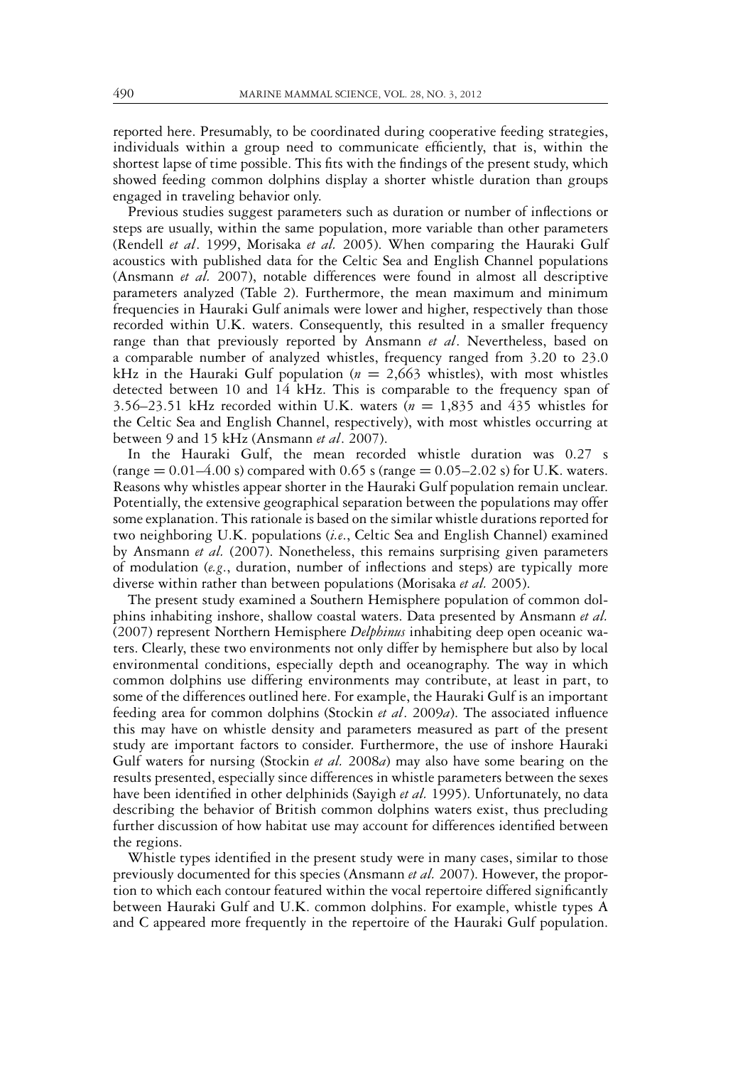reported here. Presumably, to be coordinated during cooperative feeding strategies, individuals within a group need to communicate efficiently, that is, within the shortest lapse of time possible. This fits with the findings of the present study, which showed feeding common dolphins display a shorter whistle duration than groups engaged in traveling behavior only.

Previous studies suggest parameters such as duration or number of inflections or steps are usually, within the same population, more variable than other parameters (Rendell *et al*. 1999, Morisaka *et al.* 2005). When comparing the Hauraki Gulf acoustics with published data for the Celtic Sea and English Channel populations (Ansmann *et al.* 2007), notable differences were found in almost all descriptive parameters analyzed (Table 2). Furthermore, the mean maximum and minimum frequencies in Hauraki Gulf animals were lower and higher, respectively than those recorded within U.K. waters. Consequently, this resulted in a smaller frequency range than that previously reported by Ansmann *et al*. Nevertheless, based on a comparable number of analyzed whistles, frequency ranged from 3.20 to 23.0 kHz in the Hauraki Gulf population ($n$ = 2,663 whistles), with most whistles detected between 10 and 14 kHz. This is comparable to the frequency span of 3.56–23.51 kHz recorded within U.K. waters ($n$ = 1,835 and 435 whistles for the Celtic Sea and English Channel, respectively), with most whistles occurring at between 9 and 15 kHz (Ansmann *et al*. 2007).

In the Hauraki Gulf, the mean recorded whistle duration was 0.27 s (range = 0.01–4.00 s) compared with 0.65 s (range = 0.05–2.02 s) for U.K. waters. Reasons why whistles appear shorter in the Hauraki Gulf population remain unclear. Potentially, the extensive geographical separation between the populations may offer some explanation. This rationale is based on the similar whistle durations reported for two neighboring U.K. populations (*i.e.*, Celtic Sea and English Channel) examined by Ansmann *et al.* (2007). Nonetheless, this remains surprising given parameters of modulation (*e.g.*, duration, number of inflections and steps) are typically more diverse within rather than between populations (Morisaka *et al.* 2005).

The present study examined a Southern Hemisphere population of common dolphins inhabiting inshore, shallow coastal waters. Data presented by Ansmann *et al.* (2007) represent Northern Hemisphere *Delphinus* inhabiting deep open oceanic waters. Clearly, these two environments not only differ by hemisphere but also by local environmental conditions, especially depth and oceanography. The way in which common dolphins use differing environments may contribute, at least in part, to some of the differences outlined here. For example, the Hauraki Gulf is an important feeding area for common dolphins (Stockin *et al*. 2009*a*). The associated influence this may have on whistle density and parameters measured as part of the present study are important factors to consider. Furthermore, the use of inshore Hauraki Gulf waters for nursing (Stockin *et al.* 2008*a*) may also have some bearing on the results presented, especially since differences in whistle parameters between the sexes have been identified in other delphinids (Sayigh *et al.* 1995). Unfortunately, no data describing the behavior of British common dolphins waters exist, thus precluding further discussion of how habitat use may account for differences identified between the regions.

Whistle types identified in the present study were in many cases, similar to those previously documented for this species (Ansmann *et al.* 2007). However, the proportion to which each contour featured within the vocal repertoire differed significantly between Hauraki Gulf and U.K. common dolphins. For example, whistle types A and C appeared more frequently in the repertoire of the Hauraki Gulf population.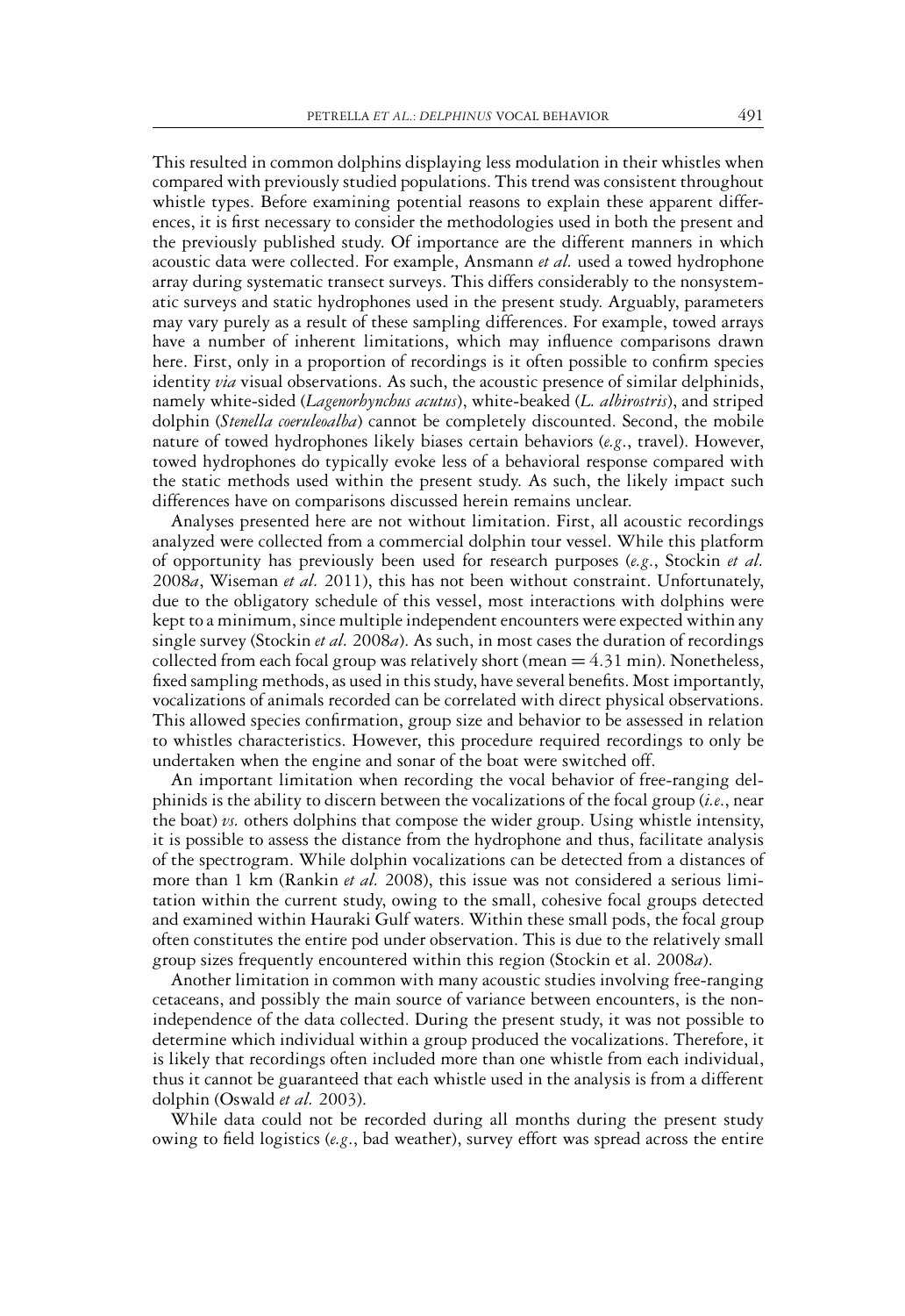This resulted in common dolphins displaying less modulation in their whistles when compared with previously studied populations. This trend was consistent throughout whistle types. Before examining potential reasons to explain these apparent differences, it is first necessary to consider the methodologies used in both the present and the previously published study. Of importance are the different manners in which acoustic data were collected. For example, Ansmann *et al.* used a towed hydrophone array during systematic transect surveys. This differs considerably to the nonsystematic surveys and static hydrophones used in the present study. Arguably, parameters may vary purely as a result of these sampling differences. For example, towed arrays have a number of inherent limitations, which may influence comparisons drawn here. First, only in a proportion of recordings is it often possible to confirm species identity *via* visual observations. As such, the acoustic presence of similar delphinids, namely white-sided (*Lagenorhynchus acutus*), white-beaked (*L. albirostris*), and striped dolphin (*Stenella coeruleoalba*) cannot be completely discounted. Second, the mobile nature of towed hydrophones likely biases certain behaviors (*e.g.*, travel). However, towed hydrophones do typically evoke less of a behavioral response compared with the static methods used within the present study. As such, the likely impact such differences have on comparisons discussed herein remains unclear.

Analyses presented here are not without limitation. First, all acoustic recordings analyzed were collected from a commercial dolphin tour vessel. While this platform of opportunity has previously been used for research purposes (*e.g.*, Stockin *et al.* 2008*a*, Wiseman *et al.* 2011), this has not been without constraint. Unfortunately, due to the obligatory schedule of this vessel, most interactions with dolphins were kept to a minimum, since multiple independent encounters were expected within any single survey (Stockin *et al.* 2008*a*). As such, in most cases the duration of recordings collected from each focal group was relatively short (mean = 4.31 min). Nonetheless, fixed sampling methods, as used in this study, have several benefits. Most importantly, vocalizations of animals recorded can be correlated with direct physical observations. This allowed species confirmation, group size and behavior to be assessed in relation to whistles characteristics. However, this procedure required recordings to only be undertaken when the engine and sonar of the boat were switched off.

An important limitation when recording the vocal behavior of free-ranging delphinids is the ability to discern between the vocalizations of the focal group (*i.e.*, near the boat) *vs.* others dolphins that compose the wider group. Using whistle intensity, it is possible to assess the distance from the hydrophone and thus, facilitate analysis of the spectrogram. While dolphin vocalizations can be detected from a distances of more than 1 km (Rankin *et al.* 2008), this issue was not considered a serious limitation within the current study, owing to the small, cohesive focal groups detected and examined within Hauraki Gulf waters. Within these small pods, the focal group often constitutes the entire pod under observation. This is due to the relatively small group sizes frequently encountered within this region (Stockin et al. 2008*a*).

Another limitation in common with many acoustic studies involving free-ranging cetaceans, and possibly the main source of variance between encounters, is the non-independence of the data collected. During the present study, it was not possible to determine which individual within a group produced the vocalizations. Therefore, it is likely that recordings often included more than one whistle from each individual, thus it cannot be guaranteed that each whistle used in the analysis is from a different dolphin (Oswald *et al.* 2003).

While data could not be recorded during all months during the present study owing to field logistics (*e.g.*, bad weather), survey effort was spread across the entire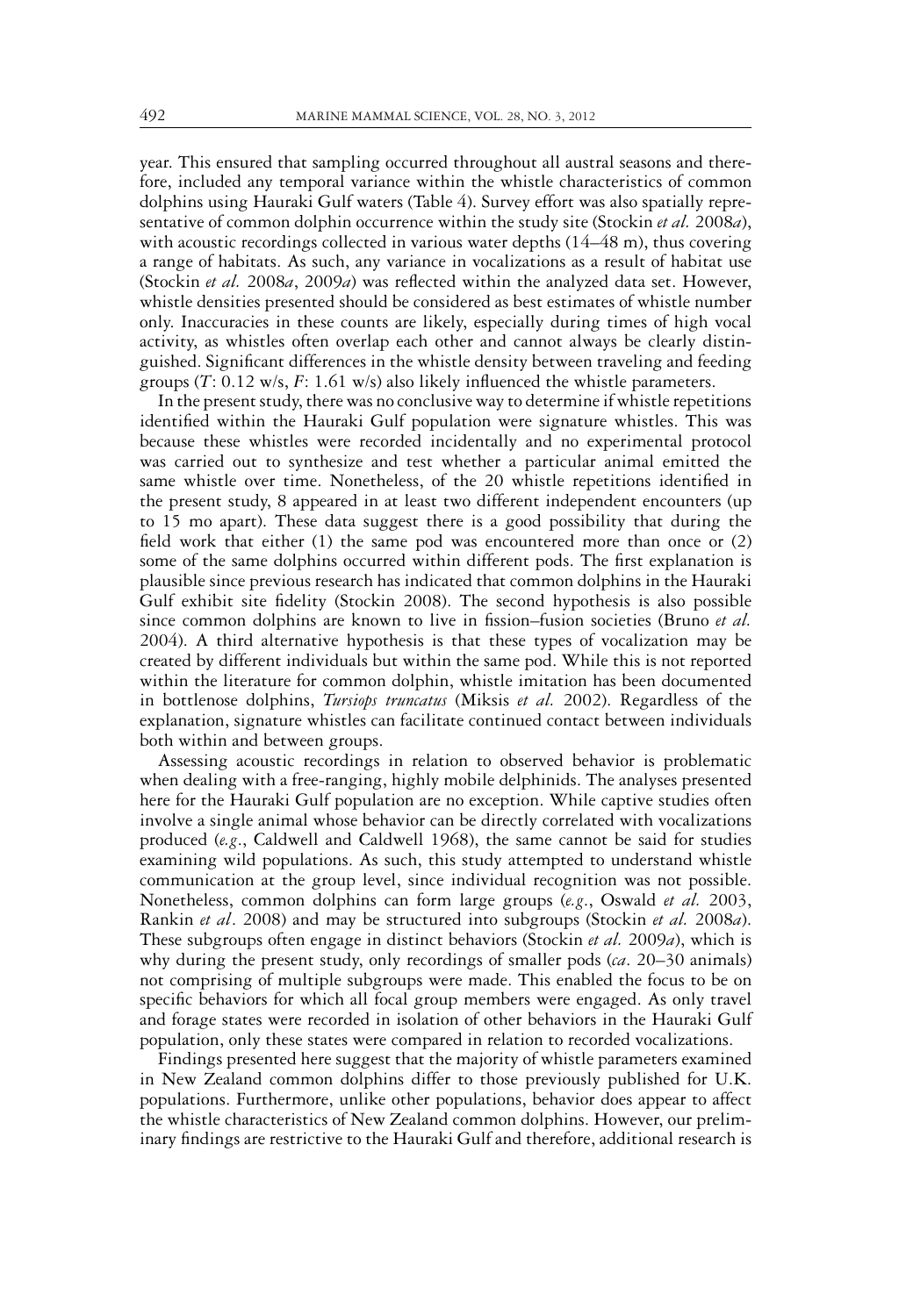year. This ensured that sampling occurred throughout all austral seasons and therefore, included any temporal variance within the whistle characteristics of common dolphins using Hauraki Gulf waters (Table 4). Survey effort was also spatially representative of common dolphin occurrence within the study site (Stockin *et al.* 2008*a*), with acoustic recordings collected in various water depths (14–48 m), thus covering a range of habitats. As such, any variance in vocalizations as a result of habitat use (Stockin *et al.* 2008*a*, 2009*a*) was reflected within the analyzed data set. However, whistle densities presented should be considered as best estimates of whistle number only. Inaccuracies in these counts are likely, especially during times of high vocal activity, as whistles often overlap each other and cannot always be clearly distinguished. Significant differences in the whistle density between traveling and feeding groups (*T*: 0.12 w/s, *F*: 1.61 w/s) also likely influenced the whistle parameters.

In the present study, there was no conclusive way to determine if whistle repetitions identified within the Hauraki Gulf population were signature whistles. This was because these whistles were recorded incidentally and no experimental protocol was carried out to synthesize and test whether a particular animal emitted the same whistle over time. Nonetheless, of the 20 whistle repetitions identified in the present study, 8 appeared in at least two different independent encounters (up to 15 mo apart). These data suggest there is a good possibility that during the field work that either (1) the same pod was encountered more than once or (2) some of the same dolphins occurred within different pods. The first explanation is plausible since previous research has indicated that common dolphins in the Hauraki Gulf exhibit site fidelity (Stockin 2008). The second hypothesis is also possible since common dolphins are known to live in fission–fusion societies (Bruno *et al.* 2004). A third alternative hypothesis is that these types of vocalization may be created by different individuals but within the same pod. While this is not reported within the literature for common dolphin, whistle imitation has been documented in bottlenose dolphins, *Tursiops truncatus* (Miksis *et al.* 2002). Regardless of the explanation, signature whistles can facilitate continued contact between individuals both within and between groups.

Assessing acoustic recordings in relation to observed behavior is problematic when dealing with a free-ranging, highly mobile delphinids. The analyses presented here for the Hauraki Gulf population are no exception. While captive studies often involve a single animal whose behavior can be directly correlated with vocalizations produced (*e.g.*, Caldwell and Caldwell 1968), the same cannot be said for studies examining wild populations. As such, this study attempted to understand whistle communication at the group level, since individual recognition was not possible. Nonetheless, common dolphins can form large groups (*e.g.*, Oswald *et al.* 2003, Rankin *et al*. 2008) and may be structured into subgroups (Stockin *et al.* 2008*a*). These subgroups often engage in distinct behaviors (Stockin *et al.* 2009*a*), which is why during the present study, only recordings of smaller pods (*ca*. 20–30 animals) not comprising of multiple subgroups were made. This enabled the focus to be on specific behaviors for which all focal group members were engaged. As only travel and forage states were recorded in isolation of other behaviors in the Hauraki Gulf population, only these states were compared in relation to recorded vocalizations.

Findings presented here suggest that the majority of whistle parameters examined in New Zealand common dolphins differ to those previously published for U.K. populations. Furthermore, unlike other populations, behavior does appear to affect the whistle characteristics of New Zealand common dolphins. However, our preliminary findings are restrictive to the Hauraki Gulf and therefore, additional research is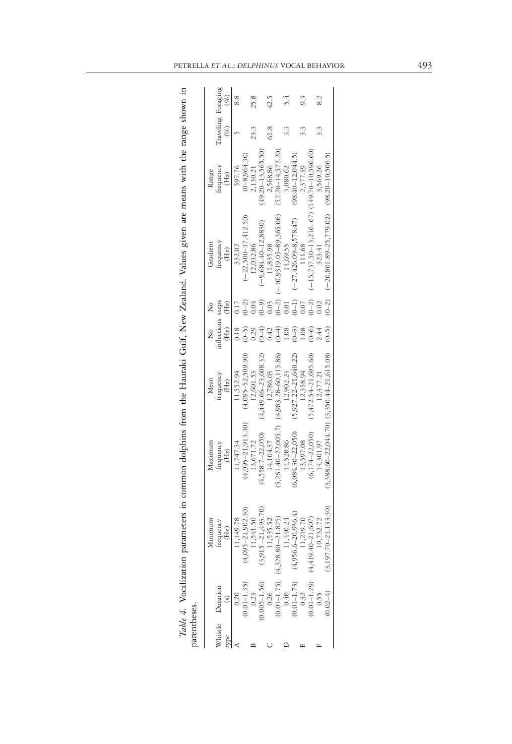*Table 4.* Vocalization parameters in common dolphins from the Hauraki Gulf, New Zealand. Values given are means with the range shown in parentheses.

| Whistle type | Duration (s) | Minimum frequency (Hz) | Maximum frequency (Hz) | Mean frequency (Hz) | No inflections (Hz) | No steps (Hz) | Gradient frequency (Hz) | Range frequency (Hz) | Traveling (%) | Foraging (%) |
|---|---|---|---|---|---|---|---|---|---|---|
| A | 0.20 | 11,149.78 | 11,747.54 | 11,552.94 | 0.18 | 0.17 | 332.02 | 597.76 | 5 | 8.8 |
| | (0.01–1.35) | (4,095–21,902.30) | (4,095–21,913.30) | (4,095–52,509.90) | (0–5) | (0–2) | (−22,500–37,412.50) | (0–8,964.30) | | |
| B | 0.23 | 11,541.50 | 13,671.72 | 12,601.53 | 0.29 | 0.04 | 12,032.86 | 2,130.21 | 23.3 | 25.8 |
| | (0.005–1.56) | (3,915 –21,493.70) | (4,558.7–22,050) | (4,449.66–23,608.32) | (0–4) | (0–9) | (−9,684.40–12,8830) | (49.20–13,565.50) | | |
| C | 0.26 | 11,535.52 | 14,104.37 | 12,786.03 | 0.42 | 0.03 | 11,835.98 | 2,568.86 | 61.8 | 42.5 |
| | (0.01–1.75) | (4,328.80 –21,825) | (5,261.40–22,005.7) | (4,983.28–60,115.86) | (0–4) | (0–2) | (−10,9319.05–89,365.06) | (52.20–14,572.20) | | |
| D | 0.40 | 11,440.24 | 14,520.86 | 12,902.23 | 1.08 | 0.01 | 14,69.55 | 3,080.62 | 3.3 | 5.4 |
| | (0.01–1.73) | (4,956.6–20,936.4) | (6,084.30–22,050) | (5,927.22–21,640.22) | (0–3) | (0–1) | (−27,426.09–8,578.47) | (98.40–12,044.5) | | |
| E | 0.32 | 11,219.70 | 13,597.08 | 12,358.94 | 1.08 | 0.07 | 111.68 | 2,377.39 | 3.3 | 9.3 |
| | (0.01–1.29) | (4,419.40–21,607) | (6,174–22,050) | (5,472.54–21,695.60) | (0–6) | (0–2) | (−15,737.50–13,216. 67) | (149.70–10,596.60) | | |
| F | 0.55 | 10,732.72 | 14,301.97 | 12,477.21 | 2.44 | 0.02 | 323.41 | 3,569.26 | 3.3 | 8.2 |
| | (0.02–4) | (3,197.70–21,133.30) | (3,388.60–22,044.70) | (3,350.44–21,615.08) | (0–5) | (0–2) | (−20,801.89–25,779.02) | (98.20–10,506.5) | | |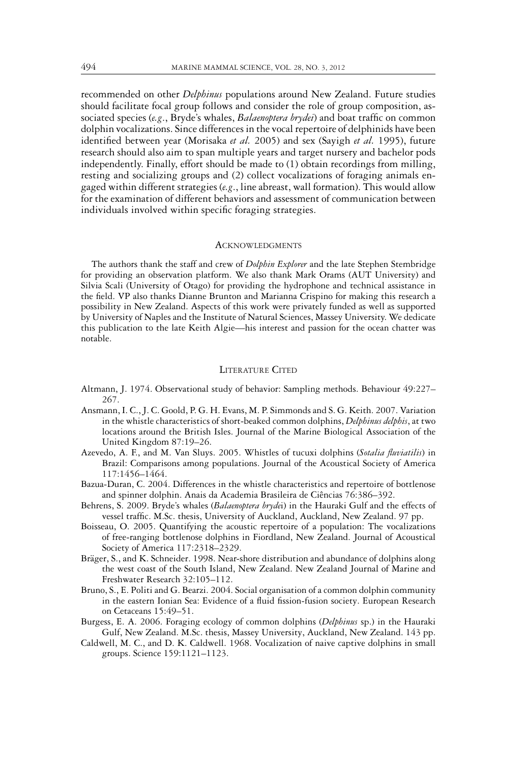recommended on other *Delphinus* populations around New Zealand. Future studies should facilitate focal group follows and consider the role of group composition, associated species (*e.g.*, Bryde's whales, *Balaenoptera brydei*) and boat traffic on common dolphin vocalizations. Since differences in the vocal repertoire of delphinids have been identified between year (Morisaka *et al.* 2005) and sex (Sayigh *et al.* 1995), future research should also aim to span multiple years and target nursery and bachelor pods independently. Finally, effort should be made to (1) obtain recordings from milling, resting and socializing groups and (2) collect vocalizations of foraging animals engaged within different strategies (*e.g.*, line abreast, wall formation). This would allow for the examination of different behaviors and assessment of communication between individuals involved within specific foraging strategies.

## Acknowledgments

The authors thank the staff and crew of *Dolphin Explorer* and the late Stephen Stembridge for providing an observation platform. We also thank Mark Orams (AUT University) and Silvia Scali (University of Otago) for providing the hydrophone and technical assistance in the field. VP also thanks Dianne Brunton and Marianna Crispino for making this research a possibility in New Zealand. Aspects of this work were privately funded as well as supported by University of Naples and the Institute of Natural Sciences, Massey University. We dedicate this publication to the late Keith Algie—his interest and passion for the ocean chatter was notable.

## Literature Cited

Altmann, J. 1974. Observational study of behavior: Sampling methods. Behaviour 49:227–267.

Ansmann, I. C., J. C. Goold, P. G. H. Evans, M. P. Simmonds and S. G. Keith. 2007. Variation in the whistle characteristics of short-beaked common dolphins, *Delphinus delphis*, at two locations around the British Isles. Journal of the Marine Biological Association of the United Kingdom 87:19–26.

Azevedo, A. F., and M. Van Sluys. 2005. Whistles of tucuxi dolphins (*Sotalia fluviatilis*) in Brazil: Comparisons among populations. Journal of the Acoustical Society of America 117:1456–1464.

Bazua-Duran, C. 2004. Differences in the whistle characteristics and repertoire of bottlenose and spinner dolphin. Anais da Academia Brasileira de Ciências 76:386–392.

Behrens, S. 2009. Bryde's whales (*Balaenoptera brydei*) in the Hauraki Gulf and the effects of vessel traffic. M.Sc. thesis, University of Auckland, Auckland, New Zealand. 97 pp.

Boisseau, O. 2005. Quantifying the acoustic repertoire of a population: The vocalizations of free-ranging bottlenose dolphins in Fiordland, New Zealand. Journal of Acoustical Society of America 117:2318–2329.

Bräger, S., and K. Schneider. 1998. Near-shore distribution and abundance of dolphins along the west coast of the South Island, New Zealand. New Zealand Journal of Marine and Freshwater Research 32:105–112.

Bruno, S., E. Politi and G. Bearzi. 2004. Social organisation of a common dolphin community in the eastern Ionian Sea: Evidence of a fluid fission-fusion society. European Research on Cetaceans 15:49–51.

Burgess, E. A. 2006. Foraging ecology of common dolphins (*Delphinus* sp.) in the Hauraki Gulf, New Zealand. M.Sc. thesis, Massey University, Auckland, New Zealand. 143 pp.

Caldwell, M. C., and D. K. Caldwell. 1968. Vocalization of naive captive dolphins in small groups. Science 159:1121–1123.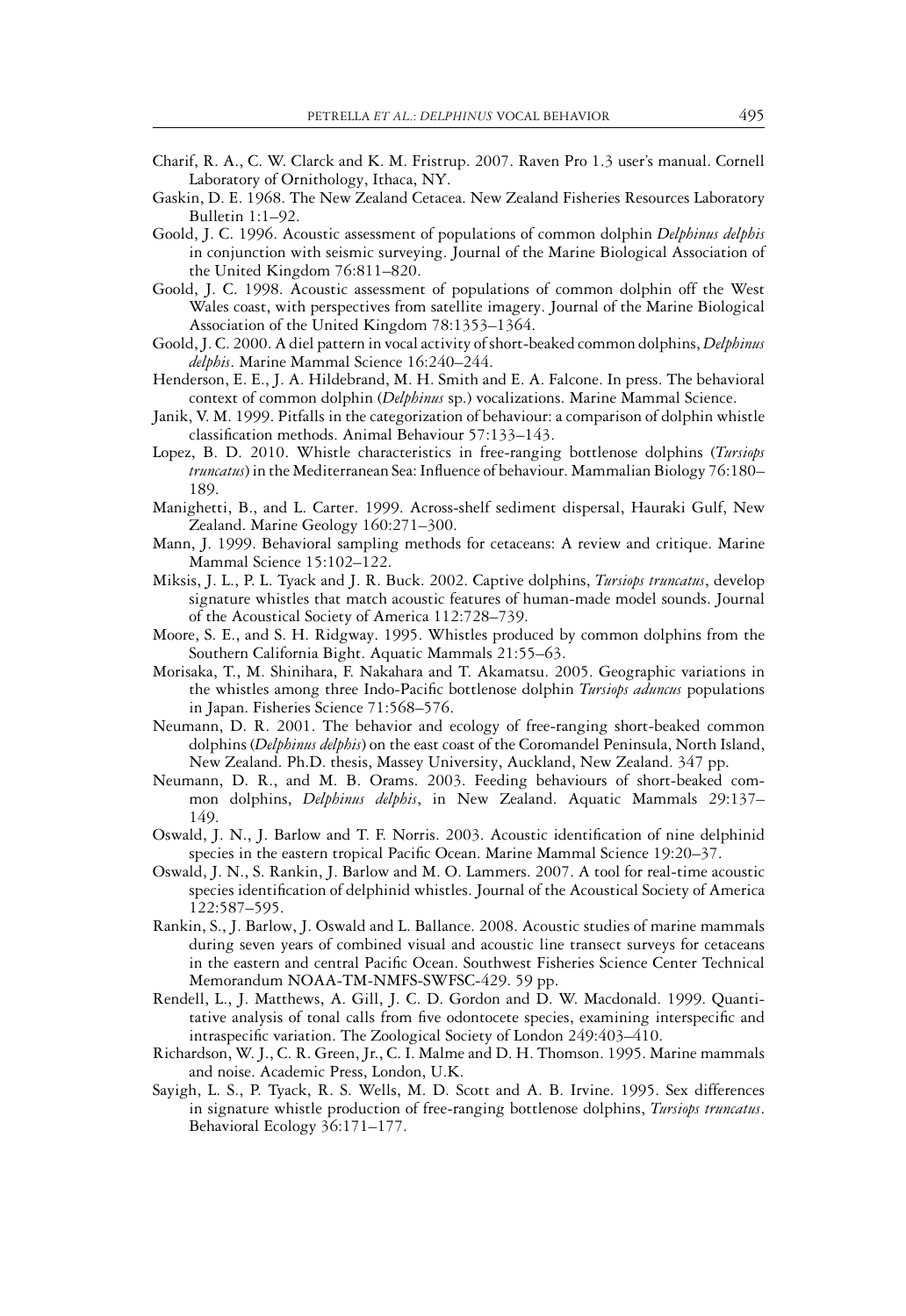Charif, R. A., C. W. Clarck and K. M. Fristrup. 2007. Raven Pro 1.3 user's manual. Cornell Laboratory of Ornithology, Ithaca, NY.

Gaskin, D. E. 1968. The New Zealand Cetacea. New Zealand Fisheries Resources Laboratory Bulletin 1:1–92.

Goold, J. C. 1996. Acoustic assessment of populations of common dolphin *Delphinus delphis* in conjunction with seismic surveying. Journal of the Marine Biological Association of the United Kingdom 76:811–820.

Goold, J. C. 1998. Acoustic assessment of populations of common dolphin off the West Wales coast, with perspectives from satellite imagery. Journal of the Marine Biological Association of the United Kingdom 78:1353–1364.

Goold, J. C. 2000. A diel pattern in vocal activity of short-beaked common dolphins, *Delphinus delphis*. Marine Mammal Science 16:240–244.

Henderson, E. E., J. A. Hildebrand, M. H. Smith and E. A. Falcone. In press. The behavioral context of common dolphin (*Delphinus* sp.) vocalizations. Marine Mammal Science.

Janik, V. M. 1999. Pitfalls in the categorization of behaviour: a comparison of dolphin whistle classification methods. Animal Behaviour 57:133–143.

Lopez, B. D. 2010. Whistle characteristics in free-ranging bottlenose dolphins (*Tursiops truncatus*) in the Mediterranean Sea: Influence of behaviour. Mammalian Biology 76:180–189.

Manighetti, B., and L. Carter. 1999. Across-shelf sediment dispersal, Hauraki Gulf, New Zealand. Marine Geology 160:271–300.

Mann, J. 1999. Behavioral sampling methods for cetaceans: A review and critique. Marine Mammal Science 15:102–122.

Miksis, J. L., P. L. Tyack and J. R. Buck. 2002. Captive dolphins, *Tursiops truncatus*, develop signature whistles that match acoustic features of human-made model sounds. Journal of the Acoustical Society of America 112:728–739.

Moore, S. E., and S. H. Ridgway. 1995. Whistles produced by common dolphins from the Southern California Bight. Aquatic Mammals 21:55–63.

Morisaka, T., M. Shinihara, F. Nakahara and T. Akamatsu. 2005. Geographic variations in the whistles among three Indo-Pacific bottlenose dolphin *Tursiops aduncus* populations in Japan. Fisheries Science 71:568–576.

Neumann, D. R. 2001. The behavior and ecology of free-ranging short-beaked common dolphins (*Delphinus delphis*) on the east coast of the Coromandel Peninsula, North Island, New Zealand. Ph.D. thesis, Massey University, Auckland, New Zealand. 347 pp.

Neumann, D. R., and M. B. Orams. 2003. Feeding behaviours of short-beaked common dolphins, *Delphinus delphis*, in New Zealand. Aquatic Mammals 29:137–149.

Oswald, J. N., J. Barlow and T. F. Norris. 2003. Acoustic identification of nine delphinid species in the eastern tropical Pacific Ocean. Marine Mammal Science 19:20–37.

Oswald, J. N., S. Rankin, J. Barlow and M. O. Lammers. 2007. A tool for real-time acoustic species identification of delphinid whistles. Journal of the Acoustical Society of America 122:587–595.

Rankin, S., J. Barlow, J. Oswald and L. Ballance. 2008. Acoustic studies of marine mammals during seven years of combined visual and acoustic line transect surveys for cetaceans in the eastern and central Pacific Ocean. Southwest Fisheries Science Center Technical Memorandum NOAA-TM-NMFS-SWFSC-429. 59 pp.

Rendell, L., J. Matthews, A. Gill, J. C. D. Gordon and D. W. Macdonald. 1999. Quantitative analysis of tonal calls from five odontocete species, examining interspecific and intraspecific variation. The Zoological Society of London 249:403–410.

Richardson, W. J., C. R. Green, Jr., C. I. Malme and D. H. Thomson. 1995. Marine mammals and noise. Academic Press, London, U.K.

Sayigh, L. S., P. Tyack, R. S. Wells, M. D. Scott and A. B. Irvine. 1995. Sex differences in signature whistle production of free-ranging bottlenose dolphins, *Tursiops truncatus*. Behavioral Ecology 36:171–177.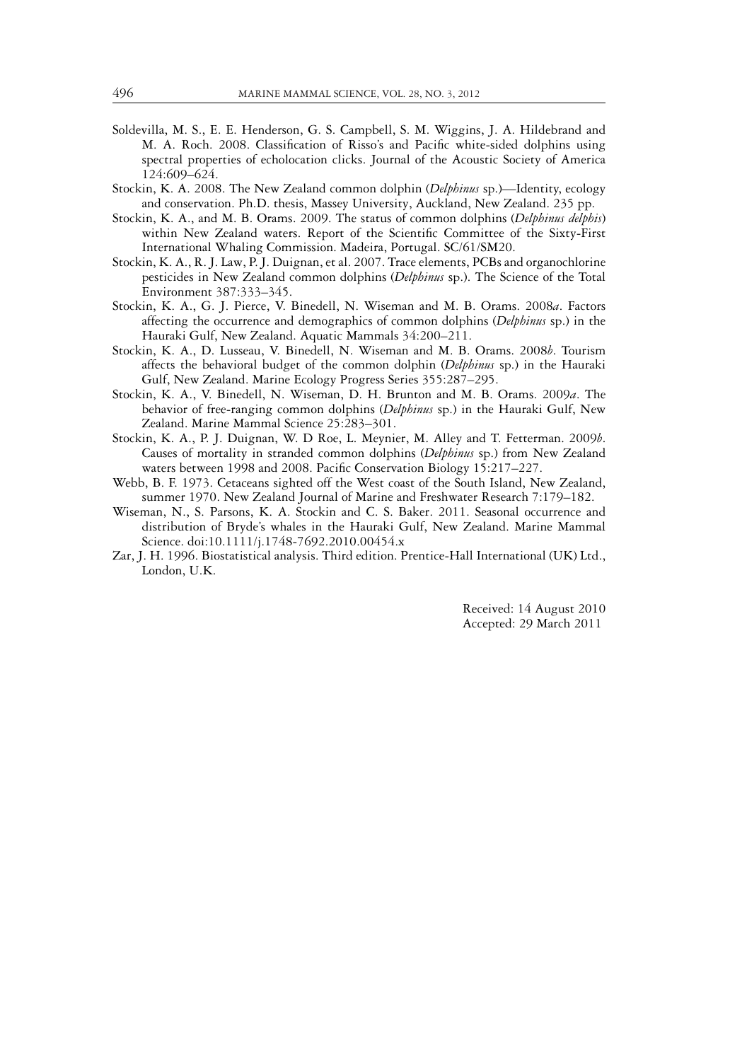Soldevilla, M. S., E. E. Henderson, G. S. Campbell, S. M. Wiggins, J. A. Hildebrand and M. A. Roch. 2008. Classification of Risso's and Pacific white-sided dolphins using spectral properties of echolocation clicks. Journal of the Acoustic Society of America 124:609–624.

Stockin, K. A. 2008. The New Zealand common dolphin (*Delphinus* sp.)—Identity, ecology and conservation. Ph.D. thesis, Massey University, Auckland, New Zealand. 235 pp.

Stockin, K. A., and M. B. Orams. 2009. The status of common dolphins (*Delphinus delphis*) within New Zealand waters. Report of the Scientific Committee of the Sixty-First International Whaling Commission. Madeira, Portugal. SC/61/SM20.

Stockin, K. A., R. J. Law, P. J. Duignan, et al. 2007. Trace elements, PCBs and organochlorine pesticides in New Zealand common dolphins (*Delphinus* sp.). The Science of the Total Environment 387:333–345.

Stockin, K. A., G. J. Pierce, V. Binedell, N. Wiseman and M. B. Orams. 2008*a*. Factors affecting the occurrence and demographics of common dolphins (*Delphinus* sp.) in the Hauraki Gulf, New Zealand. Aquatic Mammals 34:200–211.

Stockin, K. A., D. Lusseau, V. Binedell, N. Wiseman and M. B. Orams. 2008*b*. Tourism affects the behavioral budget of the common dolphin (*Delphinus* sp.) in the Hauraki Gulf, New Zealand. Marine Ecology Progress Series 355:287–295.

Stockin, K. A., V. Binedell, N. Wiseman, D. H. Brunton and M. B. Orams. 2009*a*. The behavior of free-ranging common dolphins (*Delphinus* sp.) in the Hauraki Gulf, New Zealand. Marine Mammal Science 25:283–301.

Stockin, K. A., P. J. Duignan, W. D Roe, L. Meynier, M. Alley and T. Fetterman. 2009*b*. Causes of mortality in stranded common dolphins (*Delphinus* sp.) from New Zealand waters between 1998 and 2008. Pacific Conservation Biology 15:217–227.

Webb, B. F. 1973. Cetaceans sighted off the West coast of the South Island, New Zealand, summer 1970. New Zealand Journal of Marine and Freshwater Research 7:179–182.

Wiseman, N., S. Parsons, K. A. Stockin and C. S. Baker. 2011. Seasonal occurrence and distribution of Bryde's whales in the Hauraki Gulf, New Zealand. Marine Mammal Science. doi:10.1111/j.1748-7692.2010.00454.x

Zar, J. H. 1996. Biostatistical analysis. Third edition. Prentice-Hall International (UK) Ltd., London, U.K.

Received: 14 August 2010
Accepted: 29 March 2011